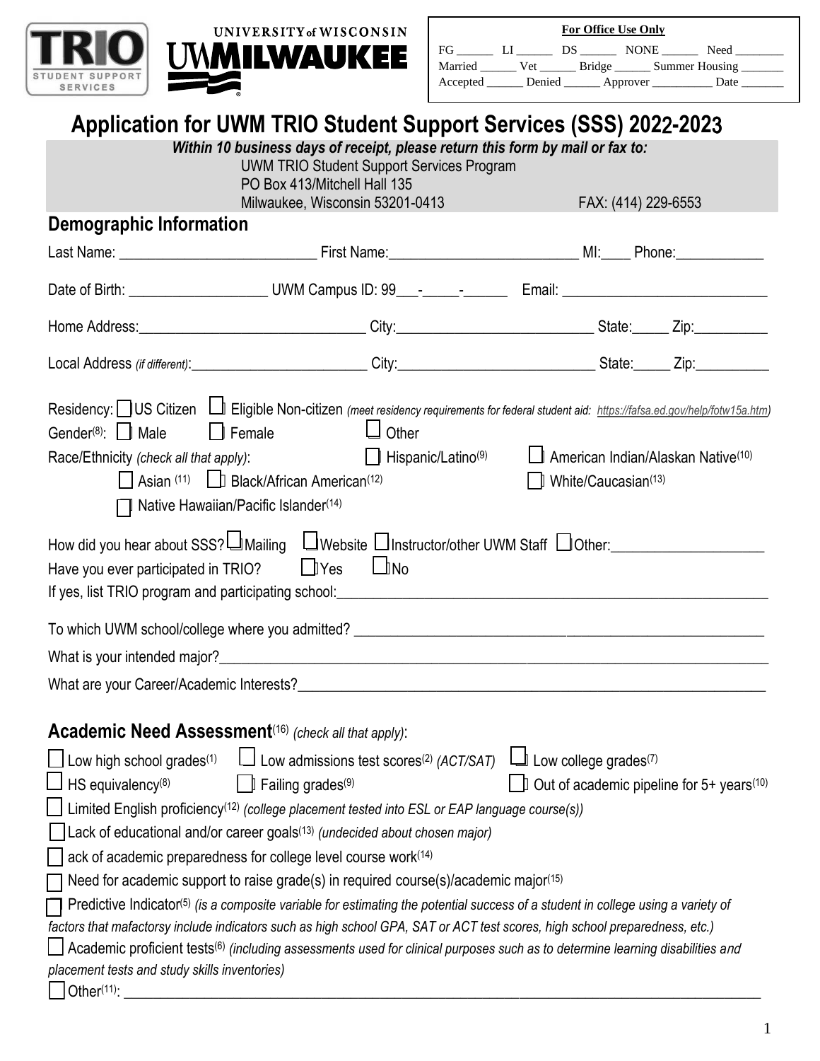TRIO STUDENT SUPPORT SERVICES

UNIVERSITY of WISCONSIN UWMILWAUKEE

**For Office Use Only**

FG ______ LI ______ DS ______ NONE ______ Need ________
Married ______ Vet ______ Bridge ______ Summer Housing _______
Accepted ______ Denied ______ Approver __________ Date _______

# Application for UWM TRIO Student Support Services (SSS) 2022-2023

***Within 10 business days of receipt, please return this form by mail or fax to:***

UWM TRIO Student Support Services Program
PO Box 413/Mitchell Hall 135
Milwaukee, Wisconsin 53201-0413 FAX: (414) 229-6553

## Demographic Information

Last Name: ___________________________ First Name:_________________________ MI:____ Phone:____________

Date of Birth: ___________________ UWM Campus ID: 99___-_____-______ Email: ____________________________

Home Address:______________________________ City:__________________________ State:_____ Zip:__________

Local Address *(if different)*:________________________ City:__________________________ State:_____ Zip:__________

Residency: ☐ US Citizen ☐ Eligible Non-citizen *(meet residency requirements for federal student aid: https://fafsa.ed.gov/help/fotw15a.htm)*

Gender[8]: ☐ Male ☐ Female ☐ Other

Race/Ethnicity *(check all that apply)*: ☐ Hispanic/Latino[9] ☐ American Indian/Alaskan Native[10] ☐ Asian [11] ☐ Black/African American[12] ☐ White/Caucasian[13] ☐ Native Hawaiian/Pacific Islander[14]

How did you hear about SSS? ☐ Mailing ☐ Website ☐ Instructor/other UWM Staff ☐ Other:____________________

Have you ever participated in TRIO? ☐ Yes ☐ No

If yes, list TRIO program and participating school:_________________________________________________________

To which UWM school/college where you admitted? _______________________________________________________

What is your intended major?____________________________________________________________________

What are your Career/Academic Interests?__________________________________________________________

## Academic Need Assessment[16] *(check all that apply)*:

☐ Low high school grades[1] ☐ Low admissions test scores[2] *(ACT/SAT)* ☐ Low college grades[7]

☐ HS equivalency[8] ☐ Failing grades[9] ☐ Out of academic pipeline for 5+ years[10]

☐ Limited English proficiency[12] *(college placement tested into ESL or EAP language course(s))*

☐ Lack of educational and/or career goals[13] *(undecided about chosen major)*

☐ ack of academic preparedness for college level course work[14]

☐ Need for academic support to raise grade(s) in required course(s)/academic major[15]

☐ Predictive Indicator[5] *(is a composite variable for estimating the potential success of a student in college using a variety of factors that mafactorsy include indicators such as high school GPA, SAT or ACT test scores, high school preparedness, etc.)*

☐ Academic proficient tests[6] *(including assessments used for clinical purposes such as to determine learning disabilities and placement tests and study skills inventories)*

☐ Other[11]: ____________________________________________________________________________________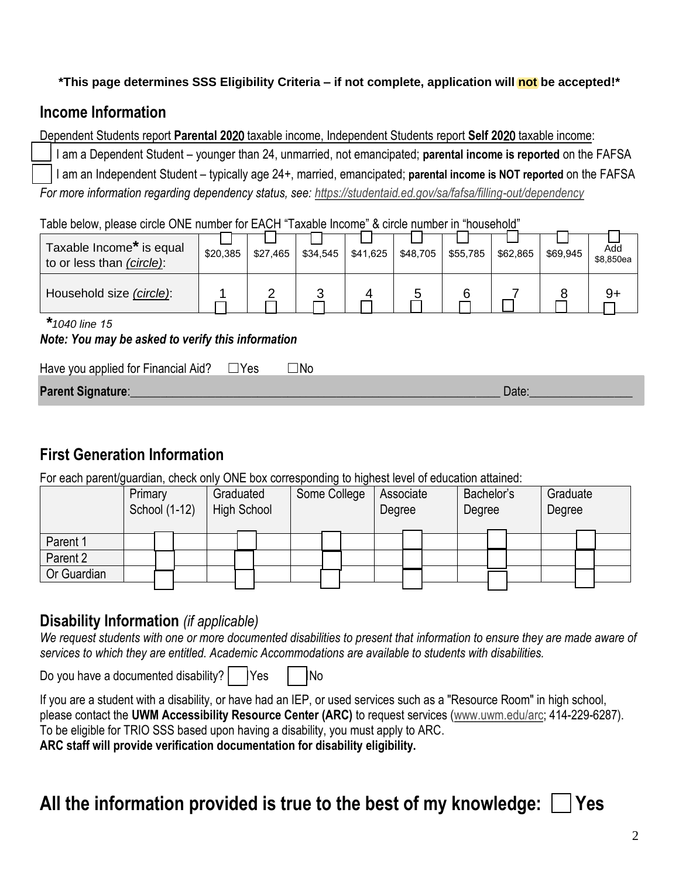**\*This page determines SSS Eligibility Criteria – if not complete, application will not be accepted!\***

## Income Information

Dependent Students report **Parental 2020** taxable income, Independent Students report **Self 2020** taxable income:

☐ I am a Dependent Student – younger than 24, unmarried, not emancipated; **parental income is reported** on the FAFSA

☐ I am an Independent Student – typically age 24+, married, emancipated; **parental income is NOT reported** on the FAFSA

*For more information regarding dependency status, see: https://studentaid.ed.gov/sa/fafsa/filling-out/dependency*

Table below, please circle ONE number for EACH "Taxable Income" & circle number in "household"

| Taxable Income* is equal to or less than *(circle)*: | ☐ $20,385 | ☐ $27,465 | ☐ $34,545 | ☐ $41,625 | ☐ $48,705 | ☐ $55,785 | ☐ $62,865 | ☐ $69,945 | ☐ Add $8,850ea |
|---|---|---|---|---|---|---|---|---|---|
| Household size *(circle)*: | 1 ☐ | 2 ☐ | 3 ☐ | 4 ☐ | 5 ☐ | 6 ☐ | 7 ☐ | 8 ☐ | 9+ ☐ |

*\*1040 line 15*

***Note: You may be asked to verify this information***

Have you applied for Financial Aid? ☐Yes ☐No

**Parent Signature**:\_\_\_\_\_\_\_\_\_\_\_\_\_\_\_\_\_\_\_\_\_\_\_\_\_\_\_\_\_\_\_\_\_\_\_\_\_\_\_\_\_\_\_\_\_\_\_\_\_\_\_\_\_\_\_\_ Date:\_\_\_\_\_\_\_\_\_\_\_\_\_\_\_\_

## First Generation Information

For each parent/guardian, check only ONE box corresponding to highest level of education attained:

| | Primary School (1-12) | Graduated High School | Some College | Associate Degree | Bachelor's Degree | Graduate Degree |
|---|---|---|---|---|---|---|
| Parent 1 | ☐ | ☐ | ☐ | ☐ | ☐ | ☐ |
| Parent 2 | ☐ | ☐ | ☐ | ☐ | ☐ | ☐ |
| Or Guardian | ☐ | ☐ | ☐ | ☐ | ☐ | ☐ |

## Disability Information *(if applicable)*

*We request students with one or more documented disabilities to present that information to ensure they are made aware of services to which they are entitled. Academic Accommodations are available to students with disabilities.*

Do you have a documented disability? ☐ Yes ☐ No

If you are a student with a disability, or have had an IEP, or used services such as a "Resource Room" in high school, please contact the **UWM Accessibility Resource Center (ARC)** to request services (www.uwm.edu/arc; 414-229-6287). To be eligible for TRIO SSS based upon having a disability, you must apply to ARC.
**ARC staff will provide verification documentation for disability eligibility.**

# All the information provided is true to the best of my knowledge: ☐ Yes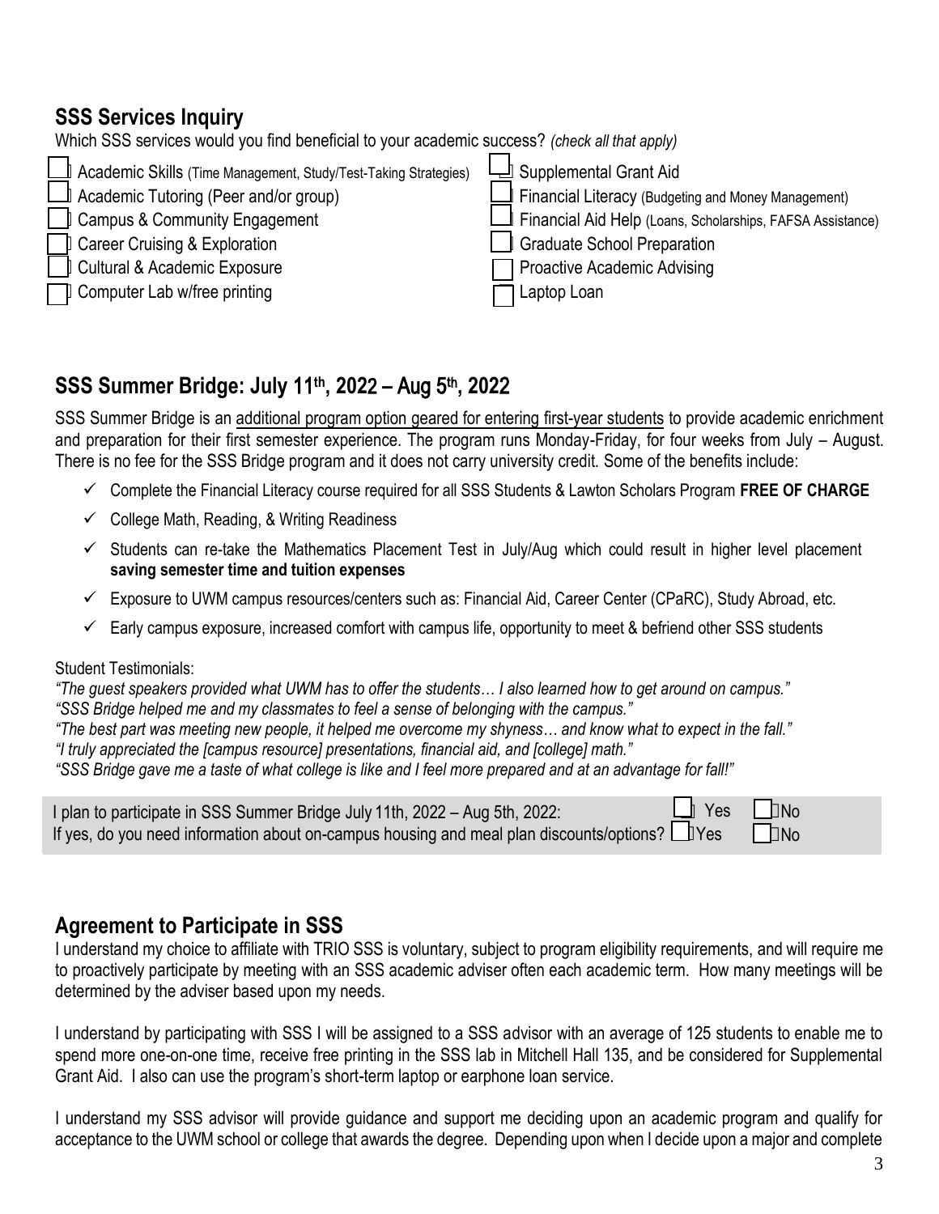## SSS Services Inquiry

Which SSS services would you find beneficial to your academic success? *(check all that apply)*

- ☐ Academic Skills (Time Management, Study/Test-Taking Strategies)
- ☐ Academic Tutoring (Peer and/or group)
- ☐ Campus & Community Engagement
- ☐ Career Cruising & Exploration
- ☐ Cultural & Academic Exposure
- ☐ Computer Lab w/free printing
- ☐ Supplemental Grant Aid
- ☐ Financial Literacy (Budgeting and Money Management)
- ☐ Financial Aid Help (Loans, Scholarships, FAFSA Assistance)
- ☐ Graduate School Preparation
- ☐ Proactive Academic Advising
- ☐ Laptop Loan

## SSS Summer Bridge: July 11th, 2022 – Aug 5th, 2022

SSS Summer Bridge is an additional program option geared for entering first-year students to provide academic enrichment and preparation for their first semester experience. The program runs Monday-Friday, for four weeks from July – August. There is no fee for the SSS Bridge program and it does not carry university credit. Some of the benefits include:

- ✓ Complete the Financial Literacy course required for all SSS Students & Lawton Scholars Program **FREE OF CHARGE**
- ✓ College Math, Reading, & Writing Readiness
- ✓ Students can re-take the Mathematics Placement Test in July/Aug which could result in higher level placement **saving semester time and tuition expenses**
- ✓ Exposure to UWM campus resources/centers such as: Financial Aid, Career Center (CPaRC), Study Abroad, etc.
- ✓ Early campus exposure, increased comfort with campus life, opportunity to meet & befriend other SSS students

Student Testimonials:

*"The guest speakers provided what UWM has to offer the students… I also learned how to get around on campus."*
*"SSS Bridge helped me and my classmates to feel a sense of belonging with the campus."*
*"The best part was meeting new people, it helped me overcome my shyness… and know what to expect in the fall."*
*"I truly appreciated the [campus resource] presentations, financial aid, and [college] math."*
*"SSS Bridge gave me a taste of what college is like and I feel more prepared and at an advantage for fall!"*

I plan to participate in SSS Summer Bridge July 11th, 2022 – Aug 5th, 2022: ☐ Yes ☐ No
If yes, do you need information about on-campus housing and meal plan discounts/options? ☐ Yes ☐ No

## Agreement to Participate in SSS

I understand my choice to affiliate with TRIO SSS is voluntary, subject to program eligibility requirements, and will require me to proactively participate by meeting with an SSS academic adviser often each academic term. How many meetings will be determined by the adviser based upon my needs.

I understand by participating with SSS I will be assigned to a SSS advisor with an average of 125 students to enable me to spend more one-on-one time, receive free printing in the SSS lab in Mitchell Hall 135, and be considered for Supplemental Grant Aid. I also can use the program's short-term laptop or earphone loan service.

I understand my SSS advisor will provide guidance and support me deciding upon an academic program and qualify for acceptance to the UWM school or college that awards the degree. Depending upon when I decide upon a major and complete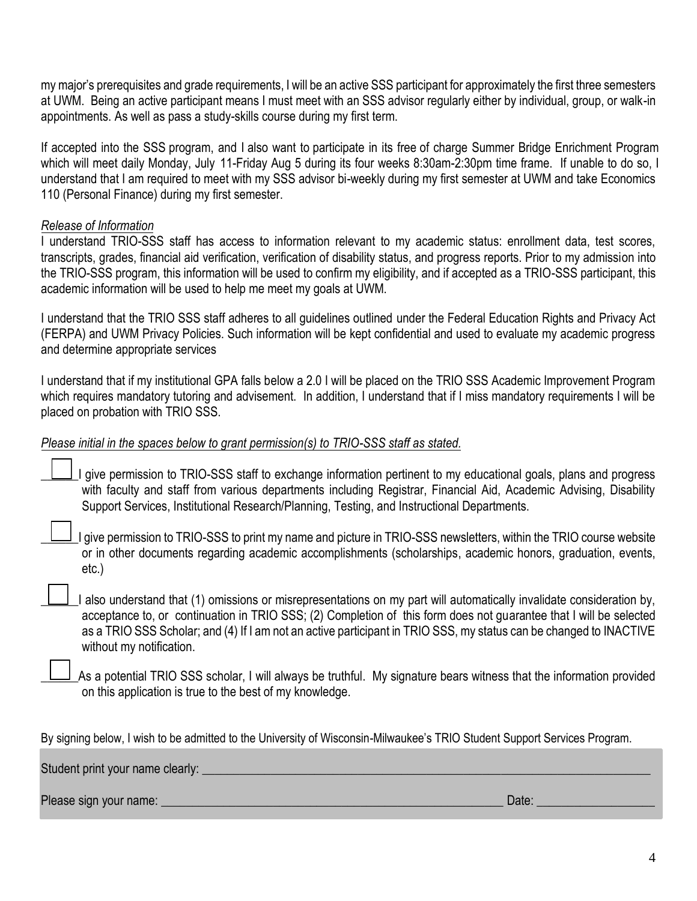my major's prerequisites and grade requirements, I will be an active SSS participant for approximately the first three semesters at UWM. Being an active participant means I must meet with an SSS advisor regularly either by individual, group, or walk-in appointments. As well as pass a study-skills course during my first term.

If accepted into the SSS program, and I also want to participate in its free of charge Summer Bridge Enrichment Program which will meet daily Monday, July 11-Friday Aug 5 during its four weeks 8:30am-2:30pm time frame. If unable to do so, I understand that I am required to meet with my SSS advisor bi-weekly during my first semester at UWM and take Economics 110 (Personal Finance) during my first semester.

*Release of Information*

I understand TRIO-SSS staff has access to information relevant to my academic status: enrollment data, test scores, transcripts, grades, financial aid verification, verification of disability status, and progress reports. Prior to my admission into the TRIO-SSS program, this information will be used to confirm my eligibility, and if accepted as a TRIO-SSS participant, this academic information will be used to help me meet my goals at UWM.

I understand that the TRIO SSS staff adheres to all guidelines outlined under the Federal Education Rights and Privacy Act (FERPA) and UWM Privacy Policies. Such information will be kept confidential and used to evaluate my academic progress and determine appropriate services

I understand that if my institutional GPA falls below a 2.0 I will be placed on the TRIO SSS Academic Improvement Program which requires mandatory tutoring and advisement. In addition, I understand that if I miss mandatory requirements I will be placed on probation with TRIO SSS.

*Please initial in the spaces below to grant permission(s) to TRIO-SSS staff as stated.*

☐ I give permission to TRIO-SSS staff to exchange information pertinent to my educational goals, plans and progress with faculty and staff from various departments including Registrar, Financial Aid, Academic Advising, Disability Support Services, Institutional Research/Planning, Testing, and Instructional Departments.

☐ I give permission to TRIO-SSS to print my name and picture in TRIO-SSS newsletters, within the TRIO course website or in other documents regarding academic accomplishments (scholarships, academic honors, graduation, events, etc.)

☐ I also understand that (1) omissions or misrepresentations on my part will automatically invalidate consideration by, acceptance to, or continuation in TRIO SSS; (2) Completion of this form does not guarantee that I will be selected as a TRIO SSS Scholar; and (4) If I am not an active participant in TRIO SSS, my status can be changed to INACTIVE without my notification.

☐ As a potential TRIO SSS scholar, I will always be truthful. My signature bears witness that the information provided on this application is true to the best of my knowledge.

By signing below, I wish to be admitted to the University of Wisconsin-Milwaukee's TRIO Student Support Services Program.

Student print your name clearly: ______________________________________________

Please sign your name: ______________________________________ Date: ________________